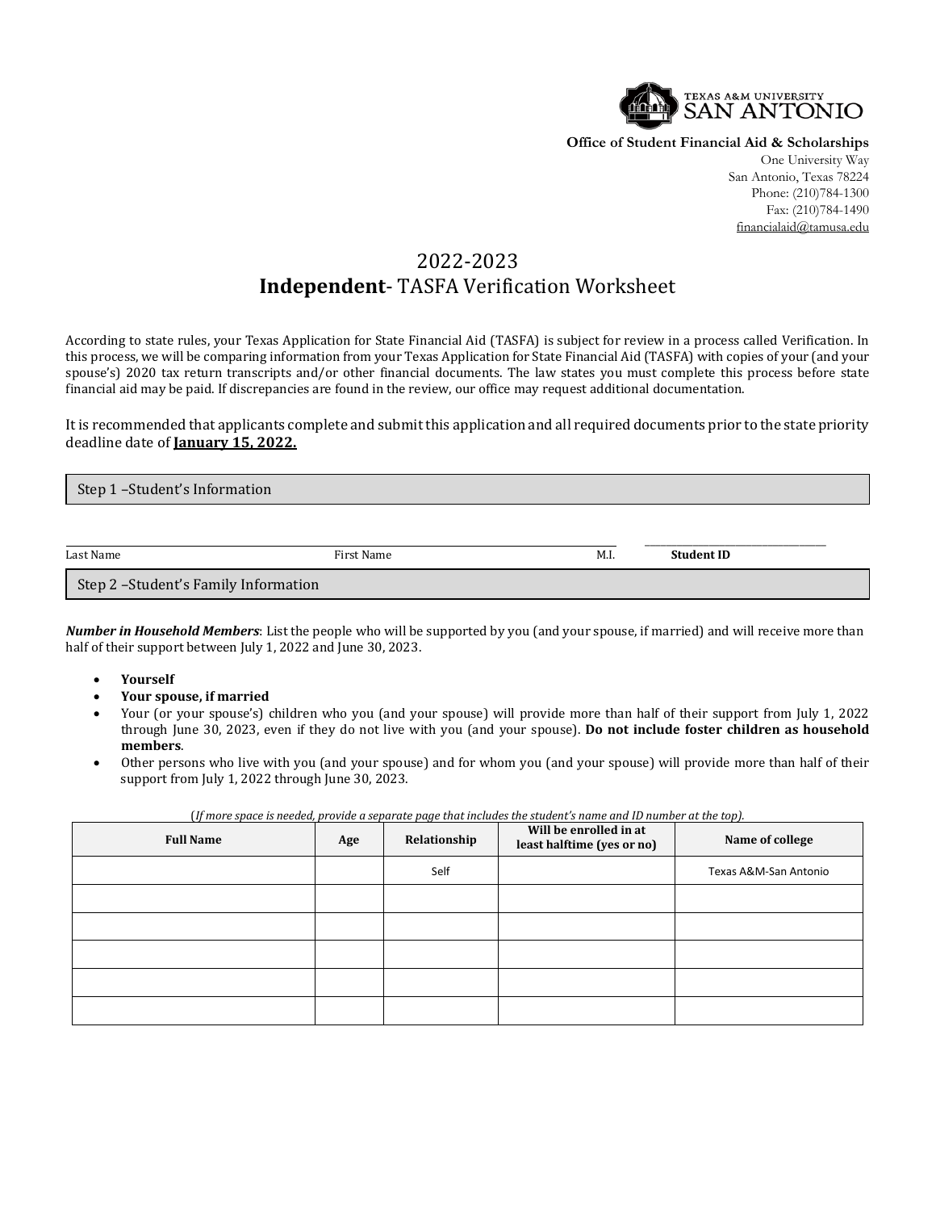TEXAS A&M UNIVERSITY SAN ANTONIO

**Office of Student Financial Aid & Scholarships**
One University Way
San Antonio, Texas 78224
Phone: (210)784-1300
Fax: (210)784-1490
financialaid@tamusa.edu

# 2022-2023
# **Independent**- TASFA Verification Worksheet

According to state rules, your Texas Application for State Financial Aid (TASFA) is subject for review in a process called Verification. In this process, we will be comparing information from your Texas Application for State Financial Aid (TASFA) with copies of your (and your spouse's) 2020 tax return transcripts and/or other financial documents. The law states you must complete this process before state financial aid may be paid. If discrepancies are found in the review, our office may request additional documentation.

It is recommended that applicants complete and submit this application and all required documents prior to the state priority deadline date of **January 15, 2022.**

## Step 1 –Student's Information

______________________________________________________ ____________________

Last Name First Name M.I. **Student ID**

## Step 2 –Student's Family Information

***Number in Household Members***: List the people who will be supported by you (and your spouse, if married) and will receive more than half of their support between July 1, 2022 and June 30, 2023.

- **Yourself**
- **Your spouse, if married**
- Your (or your spouse's) children who you (and your spouse) will provide more than half of their support from July 1, 2022 through June 30, 2023, even if they do not live with you (and your spouse). **Do not include foster children as household members**.
- Other persons who live with you (and your spouse) and for whom you (and your spouse) will provide more than half of their support from July 1, 2022 through June 30, 2023.

(*If more space is needed, provide a separate page that includes the student's name and ID number at the top).*

| Full Name | Age | Relationship | Will be enrolled in at least halftime (yes or no) | Name of college |
|---|---|---|---|---|
| | | Self | | Texas A&M-San Antonio |
| | | | | |
| | | | | |
| | | | | |
| | | | | |
| | | | | |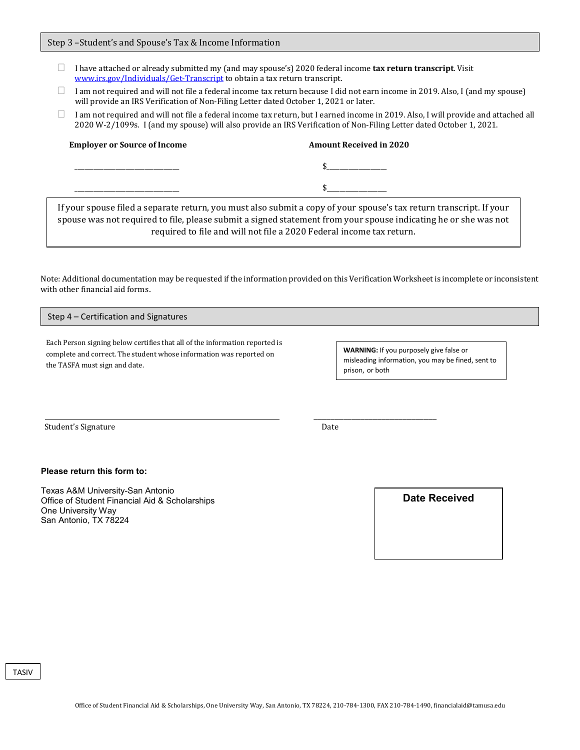## Step 3 –Student's and Spouse's Tax & Income Information

- ☐ I have attached or already submitted my (and may spouse's) 2020 federal income **tax return transcript**. Visit www.irs.gov/Individuals/Get-Transcript to obtain a tax return transcript.
- ☐ I am not required and will not file a federal income tax return because I did not earn income in 2019. Also, I (and my spouse) will provide an IRS Verification of Non-Filing Letter dated October 1, 2021 or later.
- ☐ I am not required and will not file a federal income tax return, but I earned income in 2019. Also, I will provide and attached all 2020 W-2/1099s. I (and my spouse) will also provide an IRS Verification of Non-Filing Letter dated October 1, 2021.

| **Employer or Source of Income** | **Amount Received in 2020** |
|---|---|
| ____________________________ | $________________ |
| ____________________________ | $________________ |

If your spouse filed a separate return, you must also submit a copy of your spouse's tax return transcript. If your spouse was not required to file, please submit a signed statement from your spouse indicating he or she was not required to file and will not file a 2020 Federal income tax return.

Note: Additional documentation may be requested if the information provided on this Verification Worksheet is incomplete or inconsistent with other financial aid forms.

## Step 4 – Certification and Signatures

Each Person signing below certifies that all of the information reported is complete and correct. The student whose information was reported on the TASFA must sign and date.

**WARNING:** If you purposely give false or misleading information, you may be fined, sent to prison, or both

_______________________________________________ Student's Signature

_______________________________ Date

**Please return this form to:**

Texas A&M University-San Antonio
Office of Student Financial Aid & Scholarships
One University Way
San Antonio, TX 78224

**Date Received**

TASIV

Office of Student Financial Aid & Scholarships, One University Way, San Antonio, TX 78224, 210-784-1300, FAX 210-784-1490, financialaid@tamusa.edu